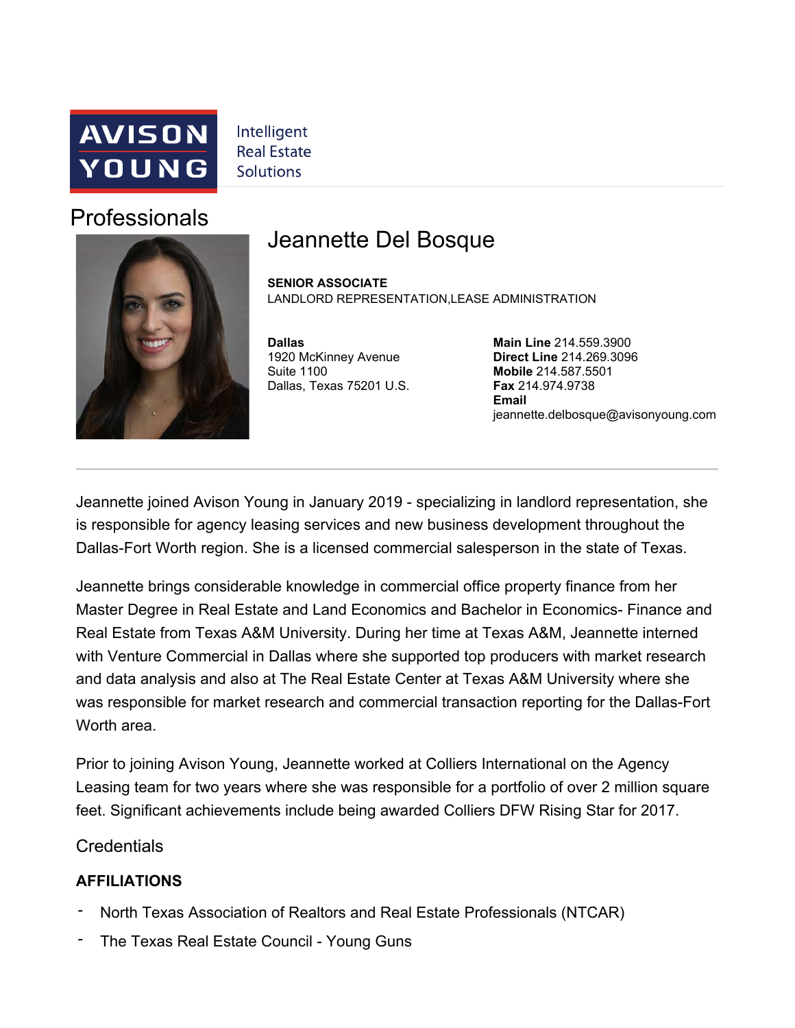AVISON YOUNG

Intelligent Real Estate Solutions

# Professionals

## Jeannette Del Bosque

**SENIOR ASSOCIATE**
LANDLORD REPRESENTATION,LEASE ADMINISTRATION

**Dallas**
1920 McKinney Avenue
Suite 1100
Dallas, Texas 75201 U.S.

**Main Line** 214.559.3900
**Direct Line** 214.269.3096
**Mobile** 214.587.5501
**Fax** 214.974.9738
**Email**
jeannette.delbosque@avisonyoung.com

---

Jeannette joined Avison Young in January 2019 - specializing in landlord representation, she is responsible for agency leasing services and new business development throughout the Dallas-Fort Worth region. She is a licensed commercial salesperson in the state of Texas.

Jeannette brings considerable knowledge in commercial office property finance from her Master Degree in Real Estate and Land Economics and Bachelor in Economics- Finance and Real Estate from Texas A&M University. During her time at Texas A&M, Jeannette interned with Venture Commercial in Dallas where she supported top producers with market research and data analysis and also at The Real Estate Center at Texas A&M University where she was responsible for market research and commercial transaction reporting for the Dallas-Fort Worth area.

Prior to joining Avison Young, Jeannette worked at Colliers International on the Agency Leasing team for two years where she was responsible for a portfolio of over 2 million square feet. Significant achievements include being awarded Colliers DFW Rising Star for 2017.

### Credentials

#### AFFILIATIONS

- North Texas Association of Realtors and Real Estate Professionals (NTCAR)
- The Texas Real Estate Council - Young Guns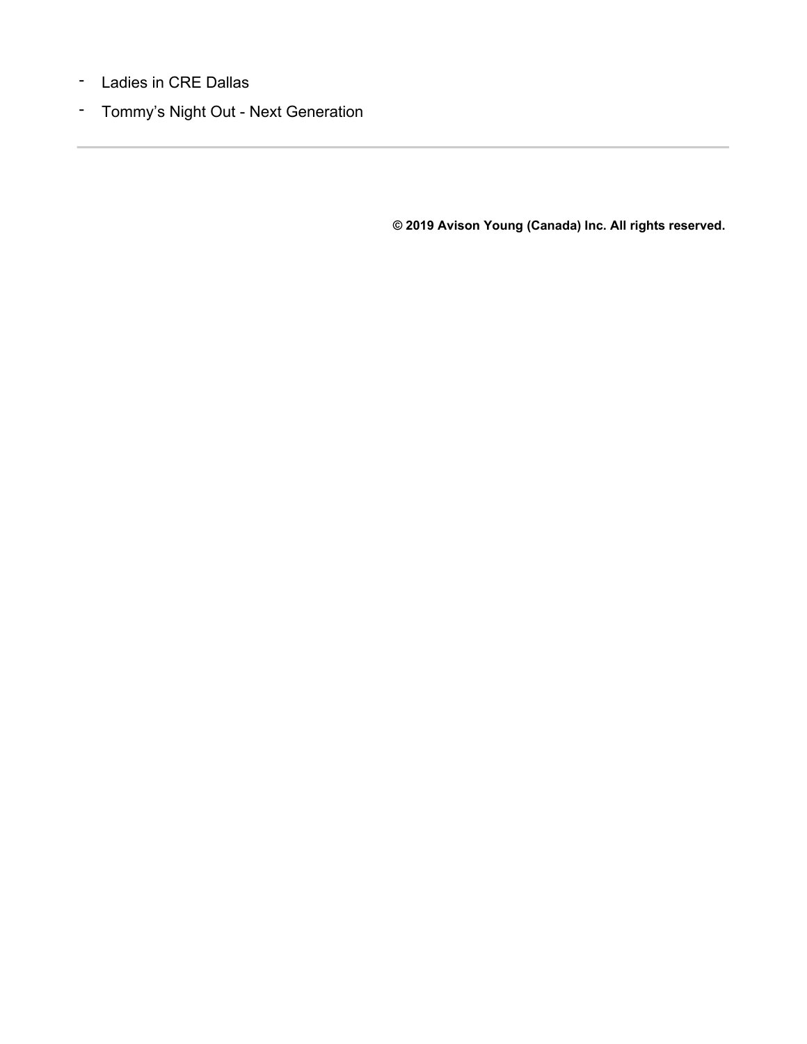- Ladies in CRE Dallas
- Tommy's Night Out - Next Generation

---

**© 2019 Avison Young (Canada) Inc. All rights reserved.**